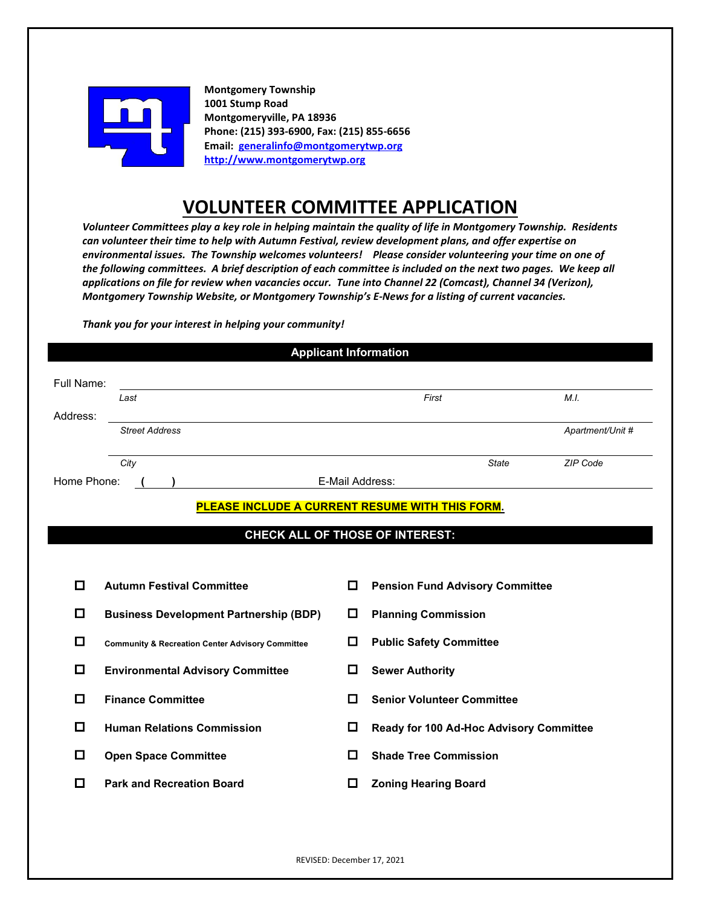**Montgomery Township**
**1001 Stump Road**
**Montgomeryville, PA 18936**
**Phone: (215) 393-6900, Fax: (215) 855-6656**
**Email: generalinfo@montgomerytwp.org**
**http://www.montgomerytwp.org**

# VOLUNTEER COMMITTEE APPLICATION

***Volunteer Committees play a key role in helping maintain the quality of life in Montgomery Township. Residents can volunteer their time to help with Autumn Festival, review development plans, and offer expertise on environmental issues. The Township welcomes volunteers! Please consider volunteering your time on one of the following committees. A brief description of each committee is included on the next two pages. We keep all applications on file for review when vacancies occur. Tune into Channel 22 (Comcast), Channel 34 (Verizon), Montgomery Township Website, or Montgomery Township's E-News for a listing of current vacancies.***

***Thank you for your interest in helping your community!***

## Applicant Information

Full Name: ______________________________________________
*Last* *First* *M.I.*

Address: ______________________________________________
*Street Address* *Apartment/Unit #*

______________________________________________
*City* *State* *ZIP Code*

Home Phone: ( ) ____________ E-Mail Address: ____________

**PLEASE INCLUDE A CURRENT RESUME WITH THIS FORM.**

## CHECK ALL OF THOSE OF INTEREST:

- ☐ **Autumn Festival Committee**
- ☐ **Business Development Partnership (BDP)**
- ☐ **Community & Recreation Center Advisory Committee**
- ☐ **Environmental Advisory Committee**
- ☐ **Finance Committee**
- ☐ **Human Relations Commission**
- ☐ **Open Space Committee**
- ☐ **Park and Recreation Board**
- ☐ **Pension Fund Advisory Committee**
- ☐ **Planning Commission**
- ☐ **Public Safety Committee**
- ☐ **Sewer Authority**
- ☐ **Senior Volunteer Committee**
- ☐ **Ready for 100 Ad-Hoc Advisory Committee**
- ☐ **Shade Tree Commission**
- ☐ **Zoning Hearing Board**

REVISED: December 17, 2021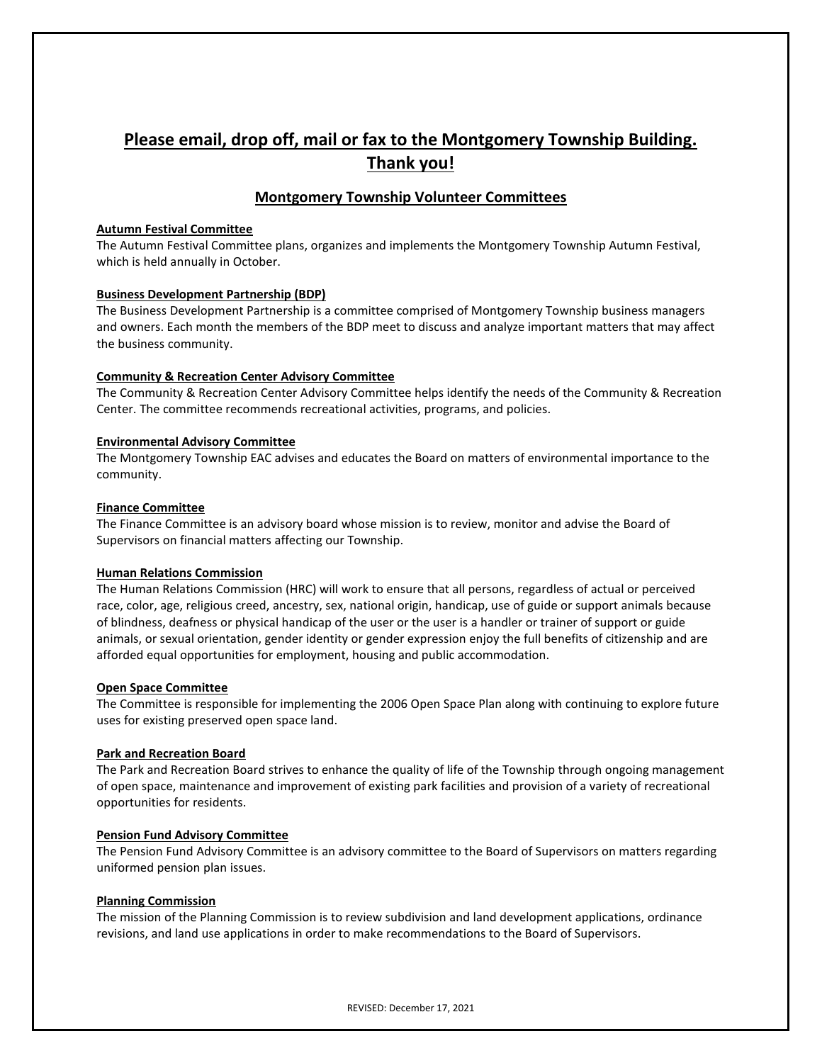## Please email, drop off, mail or fax to the Montgomery Township Building. Thank you!

### Montgomery Township Volunteer Committees

**Autumn Festival Committee**
The Autumn Festival Committee plans, organizes and implements the Montgomery Township Autumn Festival, which is held annually in October.

**Business Development Partnership (BDP)**
The Business Development Partnership is a committee comprised of Montgomery Township business managers and owners. Each month the members of the BDP meet to discuss and analyze important matters that may affect the business community.

**Community & Recreation Center Advisory Committee**
The Community & Recreation Center Advisory Committee helps identify the needs of the Community & Recreation Center. The committee recommends recreational activities, programs, and policies.

**Environmental Advisory Committee**
The Montgomery Township EAC advises and educates the Board on matters of environmental importance to the community.

**Finance Committee**
The Finance Committee is an advisory board whose mission is to review, monitor and advise the Board of Supervisors on financial matters affecting our Township.

**Human Relations Commission**
The Human Relations Commission (HRC) will work to ensure that all persons, regardless of actual or perceived race, color, age, religious creed, ancestry, sex, national origin, handicap, use of guide or support animals because of blindness, deafness or physical handicap of the user or the user is a handler or trainer of support or guide animals, or sexual orientation, gender identity or gender expression enjoy the full benefits of citizenship and are afforded equal opportunities for employment, housing and public accommodation.

**Open Space Committee**
The Committee is responsible for implementing the 2006 Open Space Plan along with continuing to explore future uses for existing preserved open space land.

**Park and Recreation Board**
The Park and Recreation Board strives to enhance the quality of life of the Township through ongoing management of open space, maintenance and improvement of existing park facilities and provision of a variety of recreational opportunities for residents.

**Pension Fund Advisory Committee**
The Pension Fund Advisory Committee is an advisory committee to the Board of Supervisors on matters regarding uniformed pension plan issues.

**Planning Commission**
The mission of the Planning Commission is to review subdivision and land development applications, ordinance revisions, and land use applications in order to make recommendations to the Board of Supervisors.

REVISED: December 17, 2021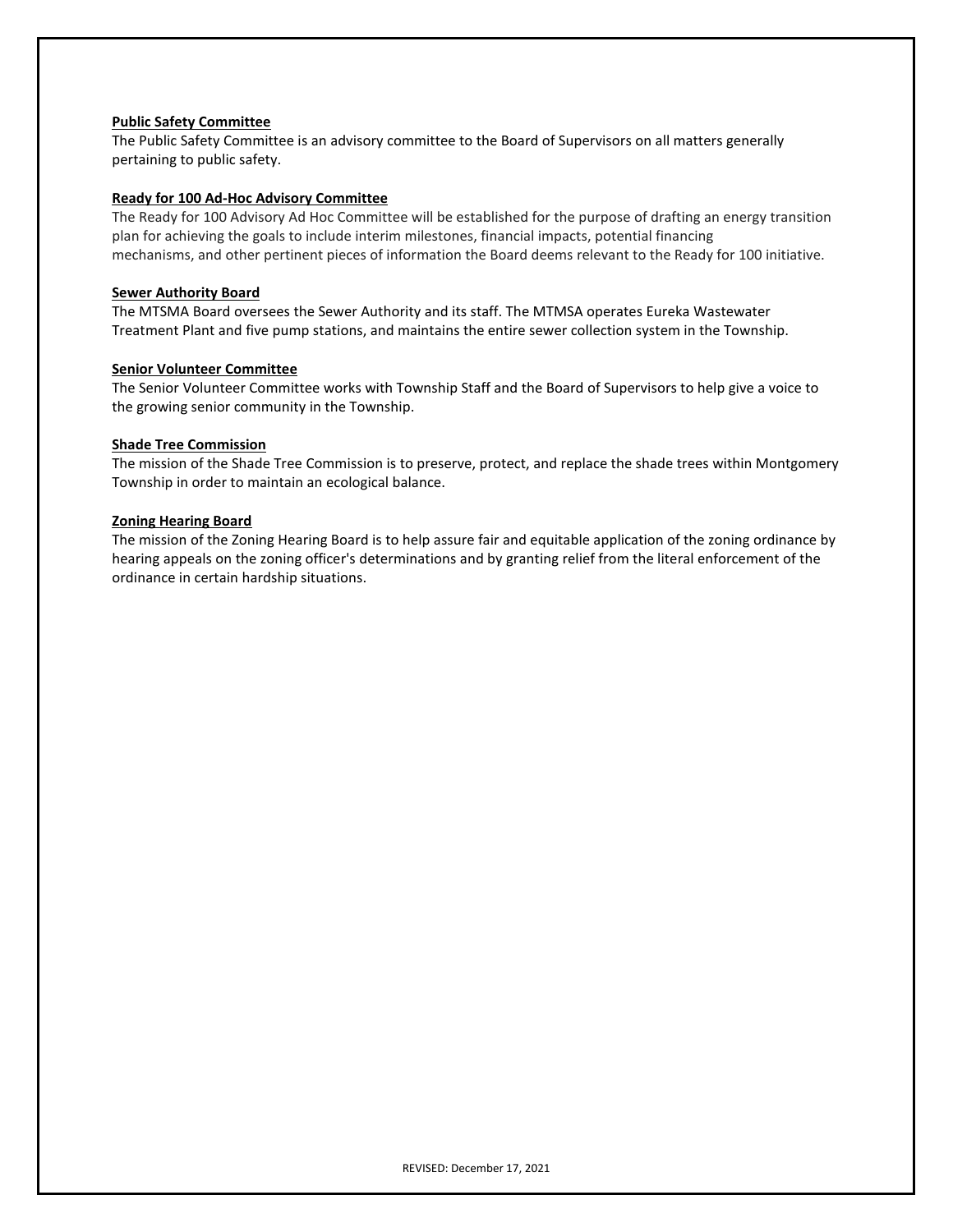**Public Safety Committee**

The Public Safety Committee is an advisory committee to the Board of Supervisors on all matters generally pertaining to public safety.

**Ready for 100 Ad-Hoc Advisory Committee**

The Ready for 100 Advisory Ad Hoc Committee will be established for the purpose of drafting an energy transition plan for achieving the goals to include interim milestones, financial impacts, potential financing mechanisms, and other pertinent pieces of information the Board deems relevant to the Ready for 100 initiative.

**Sewer Authority Board**

The MTSMA Board oversees the Sewer Authority and its staff. The MTMSA operates Eureka Wastewater Treatment Plant and five pump stations, and maintains the entire sewer collection system in the Township.

**Senior Volunteer Committee**

The Senior Volunteer Committee works with Township Staff and the Board of Supervisors to help give a voice to the growing senior community in the Township.

**Shade Tree Commission**

The mission of the Shade Tree Commission is to preserve, protect, and replace the shade trees within Montgomery Township in order to maintain an ecological balance.

**Zoning Hearing Board**

The mission of the Zoning Hearing Board is to help assure fair and equitable application of the zoning ordinance by hearing appeals on the zoning officer's determinations and by granting relief from the literal enforcement of the ordinance in certain hardship situations.

REVISED: December 17, 2021